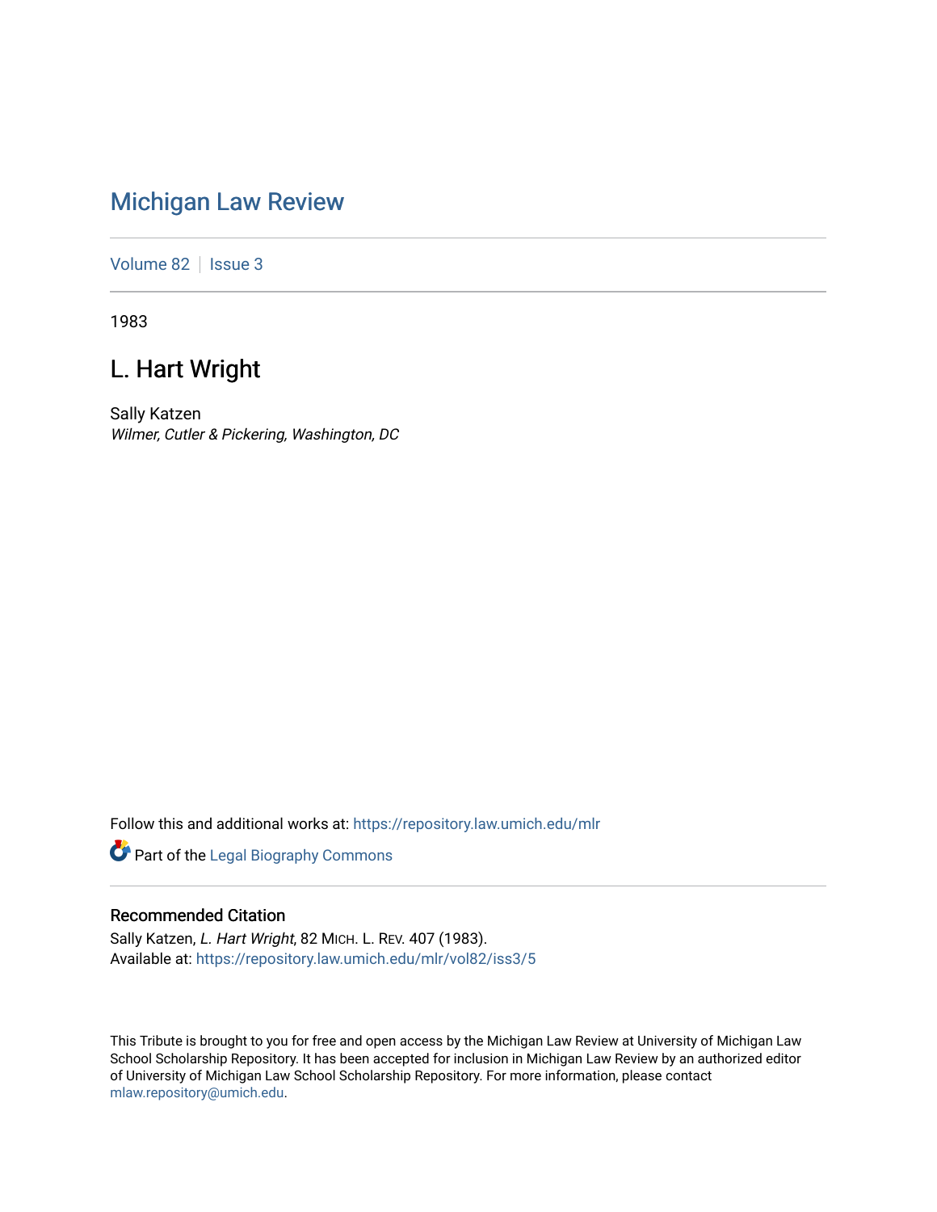# Michigan Law Review

Volume 82 | Issue 3

1983

## L. Hart Wright

Sally Katzen
*Wilmer, Cutler & Pickering, Washington, DC*

Follow this and additional works at: https://repository.law.umich.edu/mlr

Part of the Legal Biography Commons

### Recommended Citation

Sally Katzen, *L. Hart Wright*, 82 MICH. L. REV. 407 (1983).
Available at: https://repository.law.umich.edu/mlr/vol82/iss3/5

This Tribute is brought to you for free and open access by the Michigan Law Review at University of Michigan Law School Scholarship Repository. It has been accepted for inclusion in Michigan Law Review by an authorized editor of University of Michigan Law School Scholarship Repository. For more information, please contact mlaw.repository@umich.edu.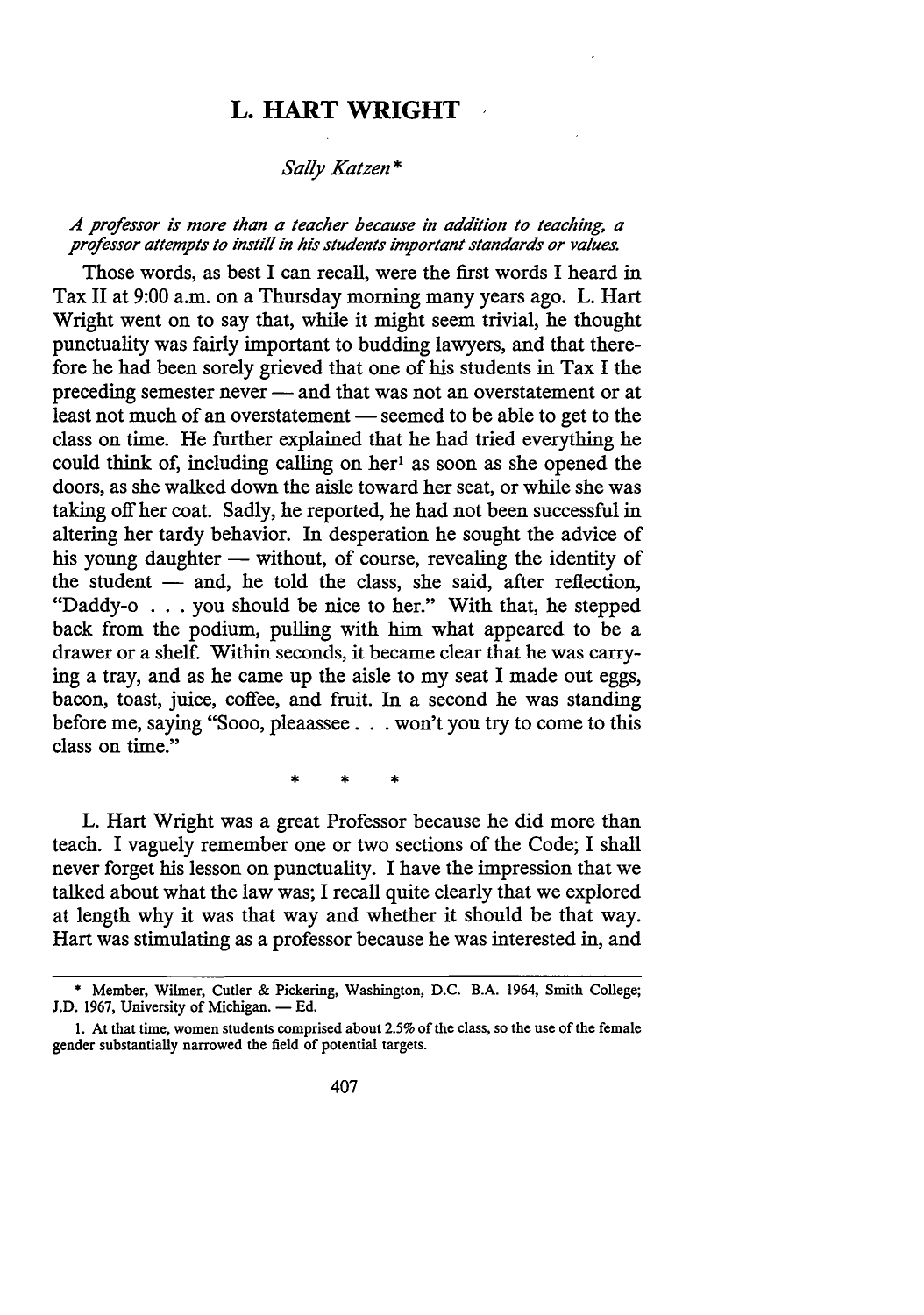# L. HART WRIGHT

*Sally Katzen\**

*A professor is more than a teacher because in addition to teaching, a professor attempts to instill in his students important standards or values.*

Those words, as best I can recall, were the first words I heard in Tax II at 9:00 a.m. on a Thursday morning many years ago. L. Hart Wright went on to say that, while it might seem trivial, he thought punctuality was fairly important to budding lawyers, and that therefore he had been sorely grieved that one of his students in Tax I the preceding semester never — and that was not an overstatement or at least not much of an overstatement — seemed to be able to get to the class on time. He further explained that he had tried everything he could think of, including calling on her[1] as soon as she opened the doors, as she walked down the aisle toward her seat, or while she was taking off her coat. Sadly, he reported, he had not been successful in altering her tardy behavior. In desperation he sought the advice of his young daughter — without, of course, revealing the identity of the student — and, he told the class, she said, after reflection, "Daddy-o . . . you should be nice to her." With that, he stepped back from the podium, pulling with him what appeared to be a drawer or a shelf. Within seconds, it became clear that he was carrying a tray, and as he came up the aisle to my seat I made out eggs, bacon, toast, juice, coffee, and fruit. In a second he was standing before me, saying "Sooo, pleaassee . . . won't you try to come to this class on time."

\* \* \*

L. Hart Wright was a great Professor because he did more than teach. I vaguely remember one or two sections of the Code; I shall never forget his lesson on punctuality. I have the impression that we talked about what the law was; I recall quite clearly that we explored at length why it was that way and whether it should be that way. Hart was stimulating as a professor because he was interested in, and

---

\* Member, Wilmer, Cutler & Pickering, Washington, D.C. B.A. 1964, Smith College; J.D. 1967, University of Michigan. — Ed.

1. At that time, women students comprised about 2.5% of the class, so the use of the female gender substantially narrowed the field of potential targets.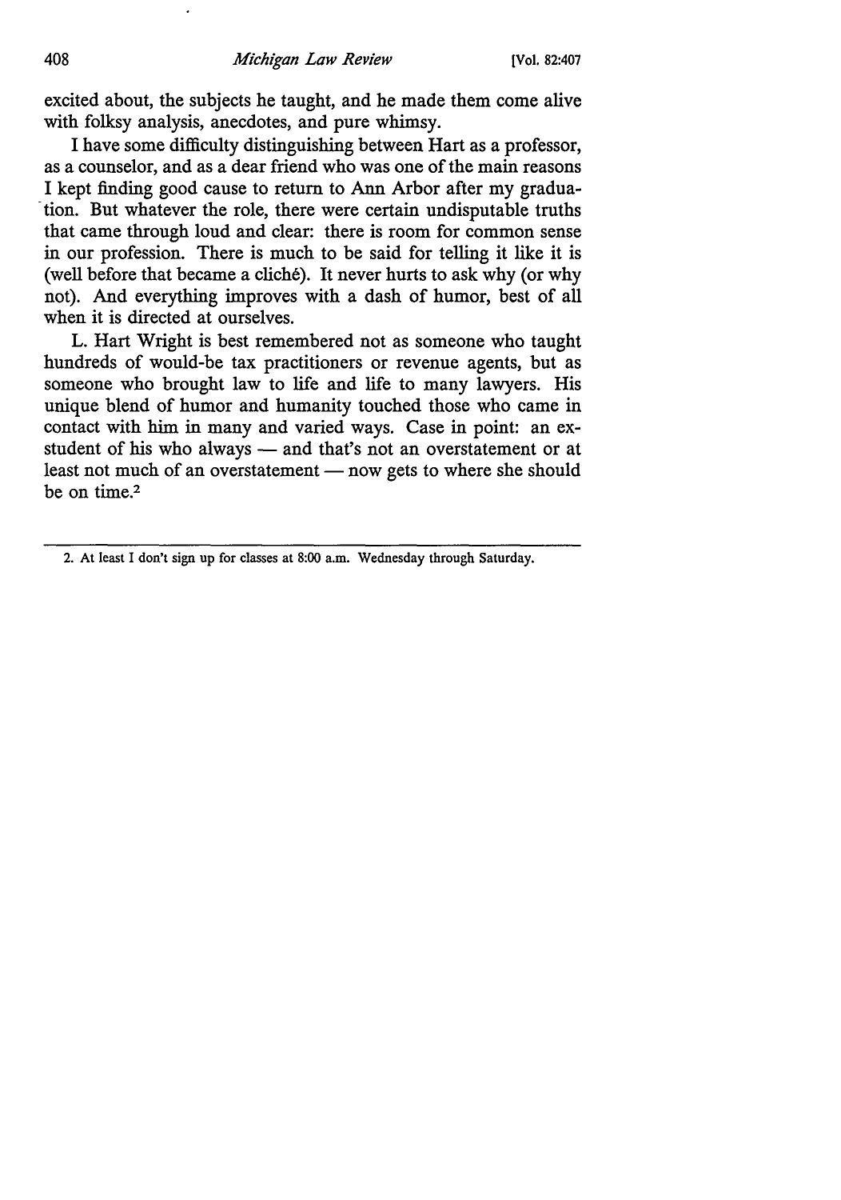excited about, the subjects he taught, and he made them come alive with folksy analysis, anecdotes, and pure whimsy.

I have some difficulty distinguishing between Hart as a professor, as a counselor, and as a dear friend who was one of the main reasons I kept finding good cause to return to Ann Arbor after my graduation. But whatever the role, there were certain undisputable truths that came through loud and clear: there is room for common sense in our profession. There is much to be said for telling it like it is (well before that became a cliché). It never hurts to ask why (or why not). And everything improves with a dash of humor, best of all when it is directed at ourselves.

L. Hart Wright is best remembered not as someone who taught hundreds of would-be tax practitioners or revenue agents, but as someone who brought law to life and life to many lawyers. His unique blend of humor and humanity touched those who came in contact with him in many and varied ways. Case in point: an ex-student of his who always — and that's not an overstatement or at least not much of an overstatement — now gets to where she should be on time.[2]

---

2. At least I don't sign up for classes at 8:00 a.m. Wednesday through Saturday.